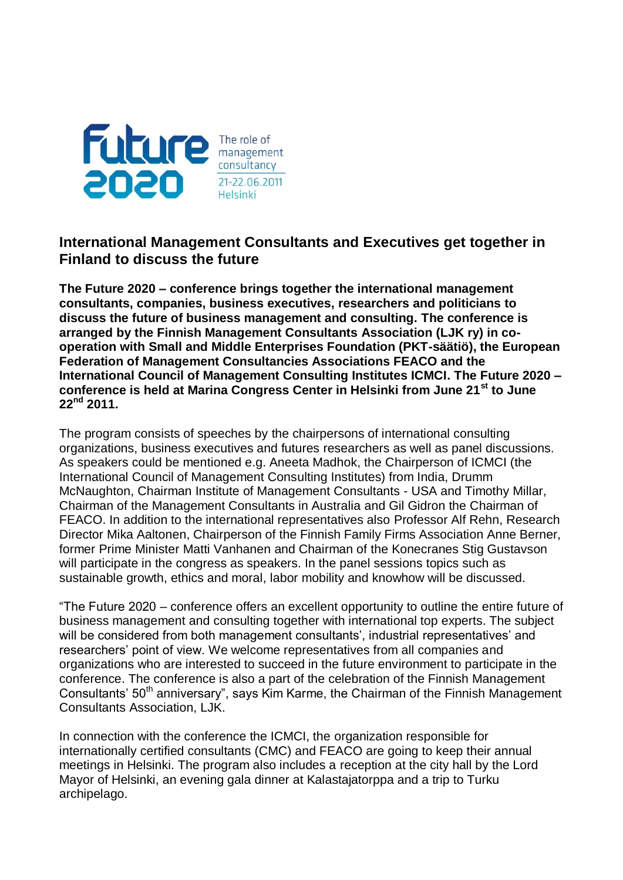Future 2020

The role of management consultancy

21-22.06.2011

Helsinki

## International Management Consultants and Executives get together in Finland to discuss the future

**The Future 2020 – conference brings together the international management consultants, companies, business executives, researchers and politicians to discuss the future of business management and consulting. The conference is arranged by the Finnish Management Consultants Association (LJK ry) in co-operation with Small and Middle Enterprises Foundation (PKT-säätiö), the European Federation of Management Consultancies Associations FEACO and the International Council of Management Consulting Institutes ICMCI. The Future 2020 – conference is held at Marina Congress Center in Helsinki from June 21st to June 22nd 2011.**

The program consists of speeches by the chairpersons of international consulting organizations, business executives and futures researchers as well as panel discussions. As speakers could be mentioned e.g. Aneeta Madhok, the Chairperson of ICMCI (the International Council of Management Consulting Institutes) from India, Drumm McNaughton, Chairman Institute of Management Consultants - USA and Timothy Millar, Chairman of the Management Consultants in Australia and Gil Gidron the Chairman of FEACO. In addition to the international representatives also Professor Alf Rehn, Research Director Mika Aaltonen, Chairperson of the Finnish Family Firms Association Anne Berner, former Prime Minister Matti Vanhanen and Chairman of the Konecranes Stig Gustavson will participate in the congress as speakers. In the panel sessions topics such as sustainable growth, ethics and moral, labor mobility and knowhow will be discussed.

"The Future 2020 – conference offers an excellent opportunity to outline the entire future of business management and consulting together with international top experts. The subject will be considered from both management consultants', industrial representatives' and researchers' point of view. We welcome representatives from all companies and organizations who are interested to succeed in the future environment to participate in the conference. The conference is also a part of the celebration of the Finnish Management Consultants' 50th anniversary", says Kim Karme, the Chairman of the Finnish Management Consultants Association, LJK.

In connection with the conference the ICMCI, the organization responsible for internationally certified consultants (CMC) and FEACO are going to keep their annual meetings in Helsinki. The program also includes a reception at the city hall by the Lord Mayor of Helsinki, an evening gala dinner at Kalastajatorppa and a trip to Turku archipelago.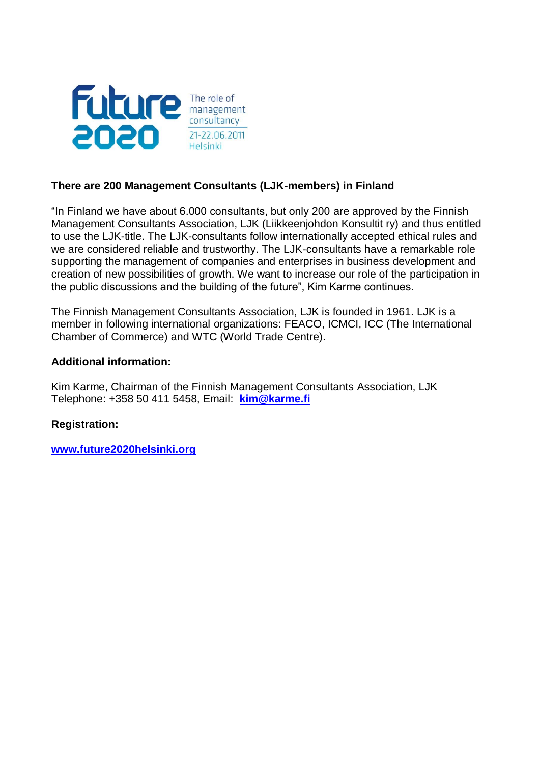Future 2020 The role of management consultancy 21-22.06.2011 Helsinki

**There are 200 Management Consultants (LJK-members) in Finland**

"In Finland we have about 6.000 consultants, but only 200 are approved by the Finnish Management Consultants Association, LJK (Liikkeenjohdon Konsultit ry) and thus entitled to use the LJK-title. The LJK-consultants follow internationally accepted ethical rules and we are considered reliable and trustworthy. The LJK-consultants have a remarkable role supporting the management of companies and enterprises in business development and creation of new possibilities of growth. We want to increase our role of the participation in the public discussions and the building of the future", Kim Karme continues.

The Finnish Management Consultants Association, LJK is founded in 1961. LJK is a member in following international organizations: FEACO, ICMCI, ICC (The International Chamber of Commerce) and WTC (World Trade Centre).

**Additional information:**

Kim Karme, Chairman of the Finnish Management Consultants Association, LJK
Telephone: +358 50 411 5458, Email: **kim@karme.fi**

**Registration:**

**www.future2020helsinki.org**